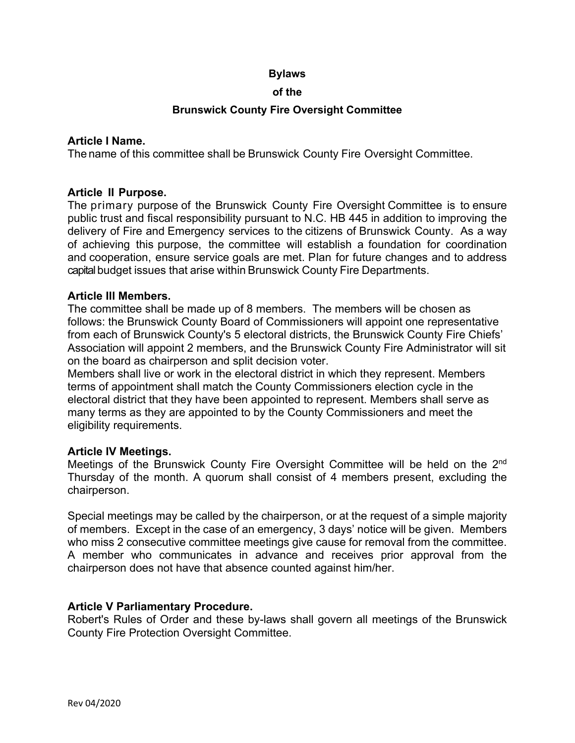**Bylaws**

**of the**

**Brunswick County Fire Oversight Committee**

**Article I Name.**
The name of this committee shall be Brunswick County Fire Oversight Committee.

**Article II Purpose.**
The primary purpose of the Brunswick County Fire Oversight Committee is to ensure public trust and fiscal responsibility pursuant to N.C. HB 445 in addition to improving the delivery of Fire and Emergency services to the citizens of Brunswick County. As a way of achieving this purpose, the committee will establish a foundation for coordination and cooperation, ensure service goals are met. Plan for future changes and to address capital budget issues that arise within Brunswick County Fire Departments.

**Article III Members.**
The committee shall be made up of 8 members. The members will be chosen as follows: the Brunswick County Board of Commissioners will appoint one representative from each of Brunswick County's 5 electoral districts, the Brunswick County Fire Chiefs' Association will appoint 2 members, and the Brunswick County Fire Administrator will sit on the board as chairperson and split decision voter.
Members shall live or work in the electoral district in which they represent. Members terms of appointment shall match the County Commissioners election cycle in the electoral district that they have been appointed to represent. Members shall serve as many terms as they are appointed to by the County Commissioners and meet the eligibility requirements.

**Article IV Meetings.**
Meetings of the Brunswick County Fire Oversight Committee will be held on the 2nd Thursday of the month. A quorum shall consist of 4 members present, excluding the chairperson.

Special meetings may be called by the chairperson, or at the request of a simple majority of members. Except in the case of an emergency, 3 days' notice will be given. Members who miss 2 consecutive committee meetings give cause for removal from the committee. A member who communicates in advance and receives prior approval from the chairperson does not have that absence counted against him/her.

**Article V Parliamentary Procedure.**
Robert's Rules of Order and these by-laws shall govern all meetings of the Brunswick County Fire Protection Oversight Committee.

Rev 04/2020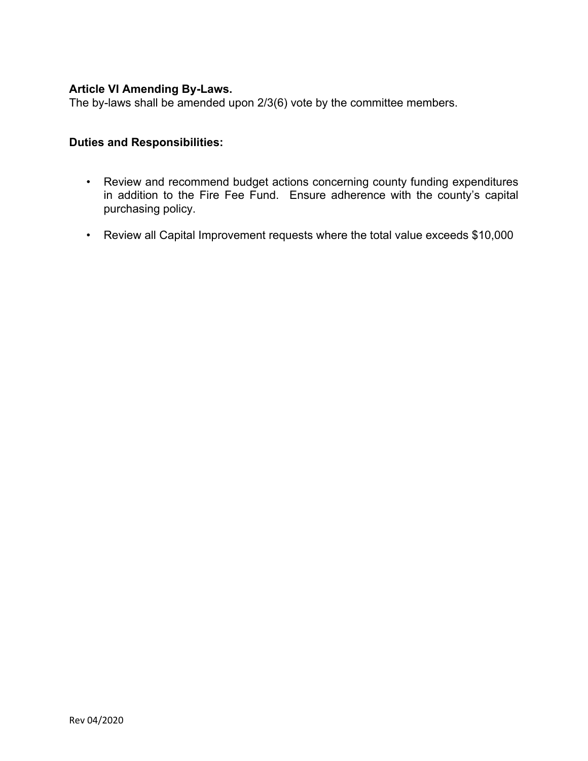**Article VI Amending By-Laws.**
The by-laws shall be amended upon 2/3(6) vote by the committee members.

**Duties and Responsibilities:**

- Review and recommend budget actions concerning county funding expenditures in addition to the Fire Fee Fund. Ensure adherence with the county's capital purchasing policy.
- Review all Capital Improvement requests where the total value exceeds $10,000

Rev 04/2020